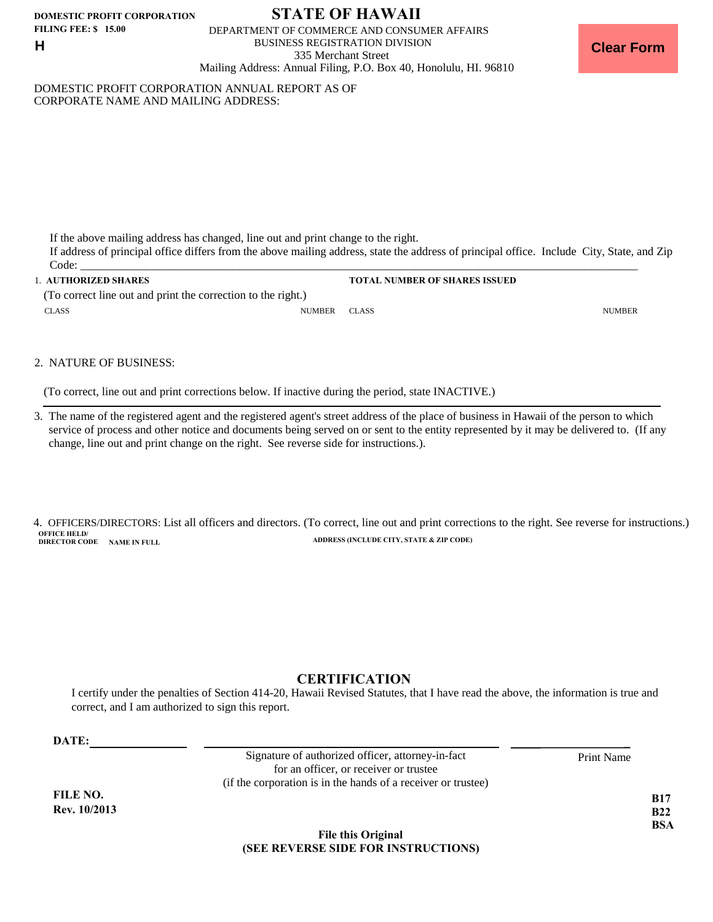**DOMESTIC PROFIT CORPORATION**
**FILING FEE: $ 15.00**

**H**

# STATE OF HAWAII

DEPARTMENT OF COMMERCE AND CONSUMER AFFAIRS
BUSINESS REGISTRATION DIVISION
335 Merchant Street
Mailing Address: Annual Filing, P.O. Box 40, Honolulu, HI. 96810

Clear Form

DOMESTIC PROFIT CORPORATION ANNUAL REPORT AS OF
CORPORATE NAME AND MAILING ADDRESS:

If the above mailing address has changed, line out and print change to the right.
If address of principal office differs from the above mailing address, state the address of principal office. Include City, State, and Zip Code: ______________________________________________________________________________________________

1. **AUTHORIZED SHARES**
(To correct line out and print the correction to the right.)

**TOTAL NUMBER OF SHARES ISSUED**

| CLASS | NUMBER | CLASS | NUMBER |
|---|---|---|---|
| | | | |

2. NATURE OF BUSINESS:

(To correct, line out and print corrections below. If inactive during the period, state INACTIVE.)

3. The name of the registered agent and the registered agent's street address of the place of business in Hawaii of the person to which service of process and other notice and documents being served on or sent to the entity represented by it may be delivered to. (If any change, line out and print change on the right. See reverse side for instructions.).

4. OFFICERS/DIRECTORS: List all officers and directors. (To correct, line out and print corrections to the right. See reverse for instructions.)

| OFFICE HELD/ DIRECTOR CODE | NAME IN FULL | ADDRESS (INCLUDE CITY, STATE & ZIP CODE) |
|---|---|---|
| | | |

## CERTIFICATION

I certify under the penalties of Section 414-20, Hawaii Revised Statutes, that I have read the above, the information is true and correct, and I am authorized to sign this report.

**DATE:** ______________

______________________________________
Signature of authorized officer, attorney-in-fact for an officer, or receiver or trustee (if the corporation is in the hands of a receiver or trustee)

______________
Print Name

**FILE NO.**
**Rev. 10/2013**

**B17**
**B22**
**BSA**

**File this Original**
**(SEE REVERSE SIDE FOR INSTRUCTIONS)**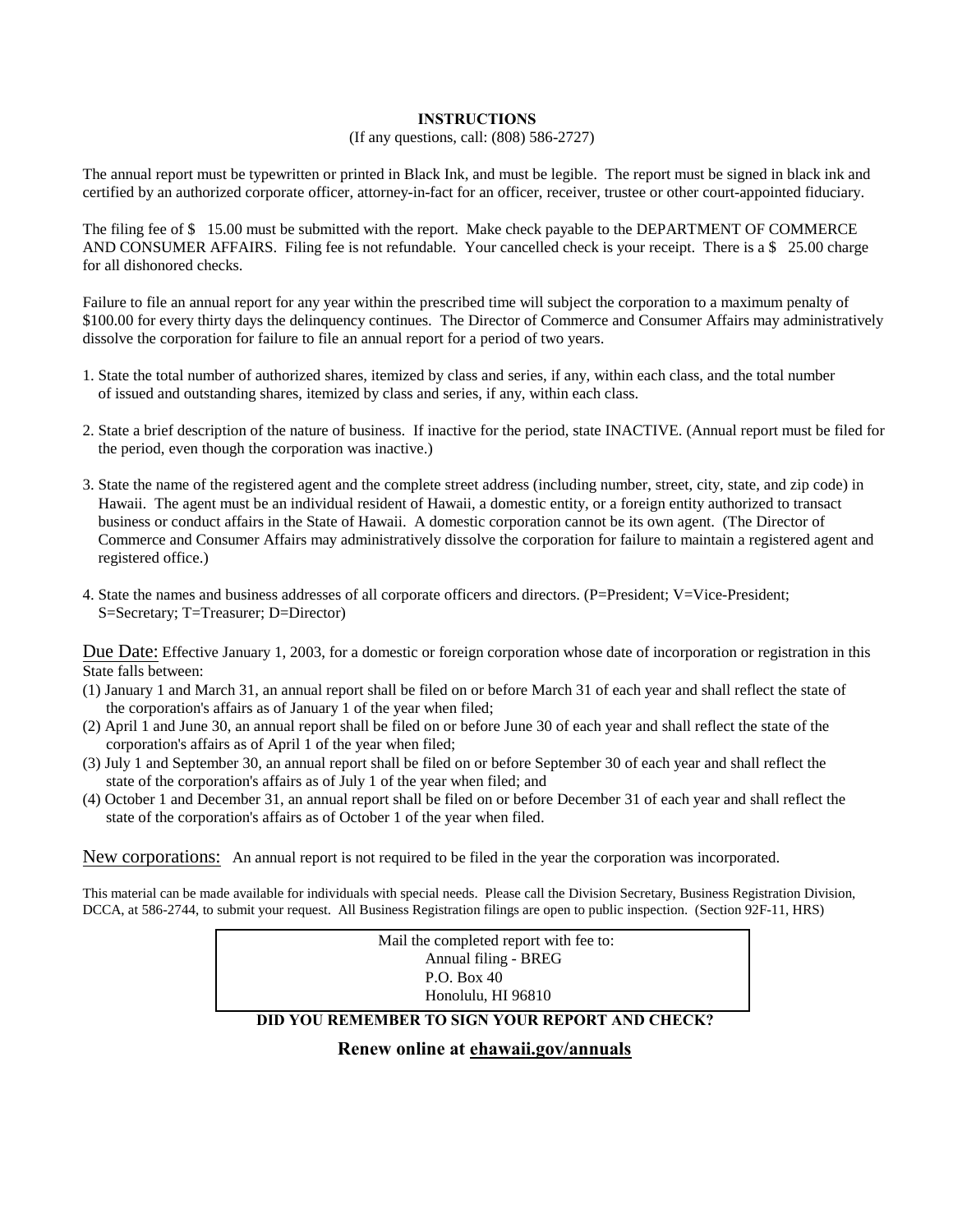## INSTRUCTIONS

(If any questions, call: (808) 586-2727)

The annual report must be typewritten or printed in Black Ink, and must be legible. The report must be signed in black ink and certified by an authorized corporate officer, attorney-in-fact for an officer, receiver, trustee or other court-appointed fiduciary.

The filing fee of $ 15.00 must be submitted with the report. Make check payable to the DEPARTMENT OF COMMERCE AND CONSUMER AFFAIRS. Filing fee is not refundable. Your cancelled check is your receipt. There is a $ 25.00 charge for all dishonored checks.

Failure to file an annual report for any year within the prescribed time will subject the corporation to a maximum penalty of $100.00 for every thirty days the delinquency continues. The Director of Commerce and Consumer Affairs may administratively dissolve the corporation for failure to file an annual report for a period of two years.

1. State the total number of authorized shares, itemized by class and series, if any, within each class, and the total number of issued and outstanding shares, itemized by class and series, if any, within each class.
2. State a brief description of the nature of business. If inactive for the period, state INACTIVE. (Annual report must be filed for the period, even though the corporation was inactive.)
3. State the name of the registered agent and the complete street address (including number, street, city, state, and zip code) in Hawaii. The agent must be an individual resident of Hawaii, a domestic entity, or a foreign entity authorized to transact business or conduct affairs in the State of Hawaii. A domestic corporation cannot be its own agent. (The Director of Commerce and Consumer Affairs may administratively dissolve the corporation for failure to maintain a registered agent and registered office.)
4. State the names and business addresses of all corporate officers and directors. (P=President; V=Vice-President; S=Secretary; T=Treasurer; D=Director)

Due Date: Effective January 1, 2003, for a domestic or foreign corporation whose date of incorporation or registration in this State falls between:

(1) January 1 and March 31, an annual report shall be filed on or before March 31 of each year and shall reflect the state of the corporation's affairs as of January 1 of the year when filed;
(2) April 1 and June 30, an annual report shall be filed on or before June 30 of each year and shall reflect the state of the corporation's affairs as of April 1 of the year when filed;
(3) July 1 and September 30, an annual report shall be filed on or before September 30 of each year and shall reflect the state of the corporation's affairs as of July 1 of the year when filed; and
(4) October 1 and December 31, an annual report shall be filed on or before December 31 of each year and shall reflect the state of the corporation's affairs as of October 1 of the year when filed.

New corporations: An annual report is not required to be filed in the year the corporation was incorporated.

This material can be made available for individuals with special needs. Please call the Division Secretary, Business Registration Division, DCCA, at 586-2744, to submit your request. All Business Registration filings are open to public inspection. (Section 92F-11, HRS)

Mail the completed report with fee to:
Annual filing - BREG
P.O. Box 40
Honolulu, HI 96810

**DID YOU REMEMBER TO SIGN YOUR REPORT AND CHECK?**

**Renew online at ehawaii.gov/annuals**